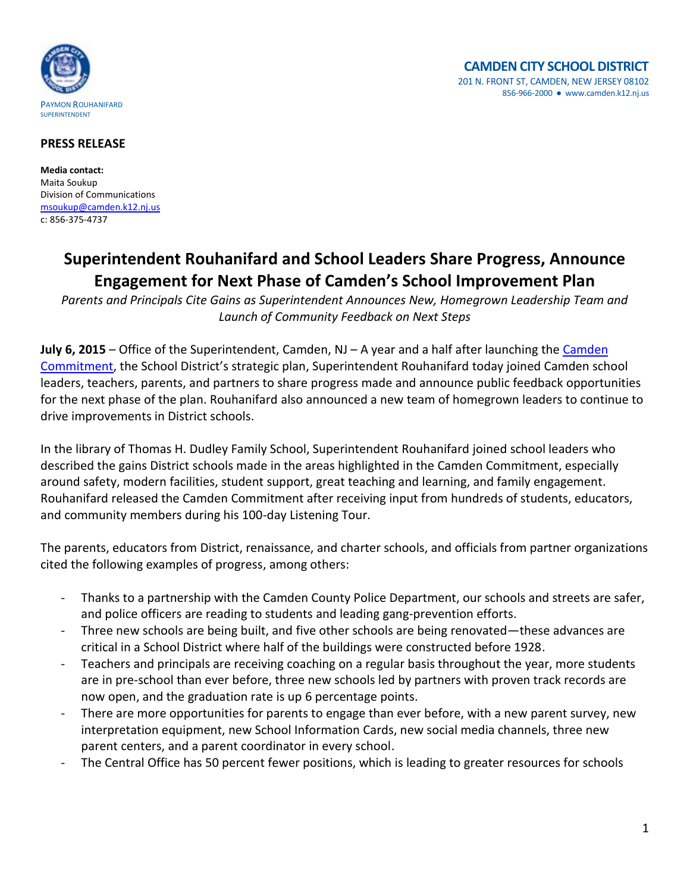PAYMON ROUHANIFARD
SUPERINTENDENT

**CAMDEN CITY SCHOOL DISTRICT**
201 N. FRONT ST, CAMDEN, NEW JERSEY 08102
856-966-2000 ● www.camden.k12.nj.us

**PRESS RELEASE**

**Media contact:**
Maita Soukup
Division of Communications
msoukup@camden.k12.nj.us
c: 856-375-4737

# Superintendent Rouhanifard and School Leaders Share Progress, Announce Engagement for Next Phase of Camden's School Improvement Plan

*Parents and Principals Cite Gains as Superintendent Announces New, Homegrown Leadership Team and Launch of Community Feedback on Next Steps*

**July 6, 2015** – Office of the Superintendent, Camden, NJ – A year and a half after launching the Camden Commitment, the School District's strategic plan, Superintendent Rouhanifard today joined Camden school leaders, teachers, parents, and partners to share progress made and announce public feedback opportunities for the next phase of the plan. Rouhanifard also announced a new team of homegrown leaders to continue to drive improvements in District schools.

In the library of Thomas H. Dudley Family School, Superintendent Rouhanifard joined school leaders who described the gains District schools made in the areas highlighted in the Camden Commitment, especially around safety, modern facilities, student support, great teaching and learning, and family engagement. Rouhanifard released the Camden Commitment after receiving input from hundreds of students, educators, and community members during his 100-day Listening Tour.

The parents, educators from District, renaissance, and charter schools, and officials from partner organizations cited the following examples of progress, among others:

- Thanks to a partnership with the Camden County Police Department, our schools and streets are safer, and police officers are reading to students and leading gang-prevention efforts.
- Three new schools are being built, and five other schools are being renovated—these advances are critical in a School District where half of the buildings were constructed before 1928.
- Teachers and principals are receiving coaching on a regular basis throughout the year, more students are in pre-school than ever before, three new schools led by partners with proven track records are now open, and the graduation rate is up 6 percentage points.
- There are more opportunities for parents to engage than ever before, with a new parent survey, new interpretation equipment, new School Information Cards, new social media channels, three new parent centers, and a parent coordinator in every school.
- The Central Office has 50 percent fewer positions, which is leading to greater resources for schools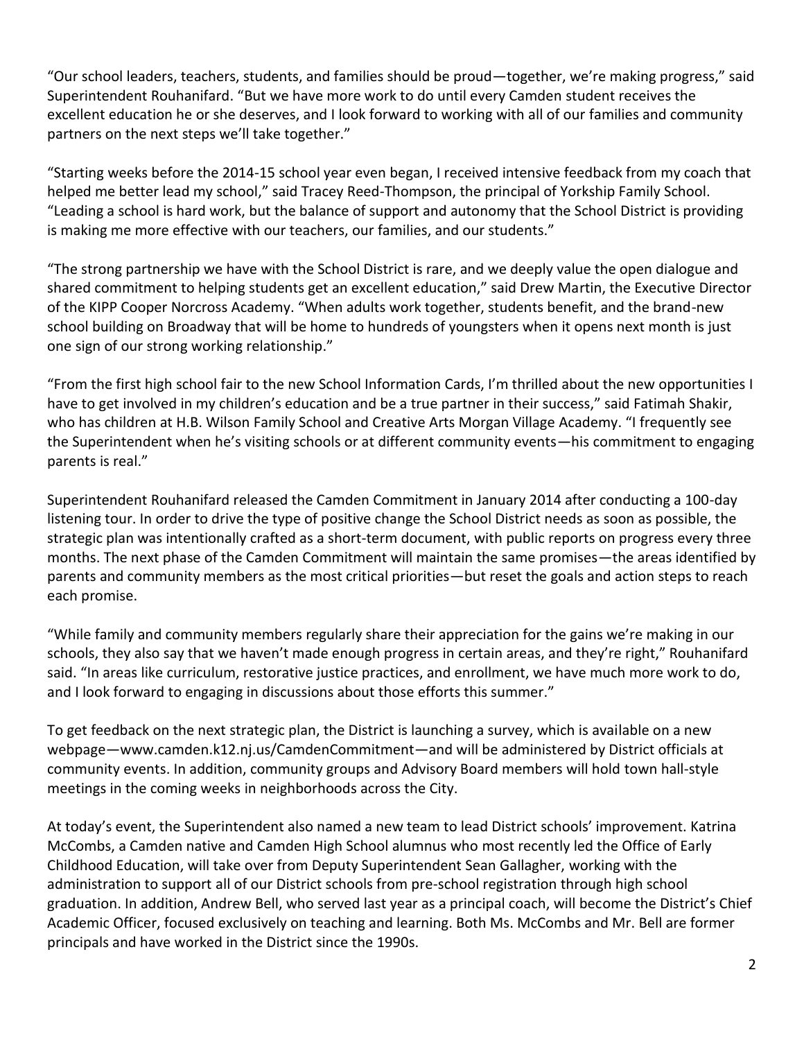"Our school leaders, teachers, students, and families should be proud—together, we're making progress," said Superintendent Rouhanifard. "But we have more work to do until every Camden student receives the excellent education he or she deserves, and I look forward to working with all of our families and community partners on the next steps we'll take together."

"Starting weeks before the 2014-15 school year even began, I received intensive feedback from my coach that helped me better lead my school," said Tracey Reed-Thompson, the principal of Yorkship Family School. "Leading a school is hard work, but the balance of support and autonomy that the School District is providing is making me more effective with our teachers, our families, and our students."

"The strong partnership we have with the School District is rare, and we deeply value the open dialogue and shared commitment to helping students get an excellent education," said Drew Martin, the Executive Director of the KIPP Cooper Norcross Academy. "When adults work together, students benefit, and the brand-new school building on Broadway that will be home to hundreds of youngsters when it opens next month is just one sign of our strong working relationship."

"From the first high school fair to the new School Information Cards, I'm thrilled about the new opportunities I have to get involved in my children's education and be a true partner in their success," said Fatimah Shakir, who has children at H.B. Wilson Family School and Creative Arts Morgan Village Academy. "I frequently see the Superintendent when he's visiting schools or at different community events—his commitment to engaging parents is real."

Superintendent Rouhanifard released the Camden Commitment in January 2014 after conducting a 100-day listening tour. In order to drive the type of positive change the School District needs as soon as possible, the strategic plan was intentionally crafted as a short-term document, with public reports on progress every three months. The next phase of the Camden Commitment will maintain the same promises—the areas identified by parents and community members as the most critical priorities—but reset the goals and action steps to reach each promise.

"While family and community members regularly share their appreciation for the gains we're making in our schools, they also say that we haven't made enough progress in certain areas, and they're right," Rouhanifard said. "In areas like curriculum, restorative justice practices, and enrollment, we have much more work to do, and I look forward to engaging in discussions about those efforts this summer."

To get feedback on the next strategic plan, the District is launching a survey, which is available on a new webpage—www.camden.k12.nj.us/CamdenCommitment—and will be administered by District officials at community events. In addition, community groups and Advisory Board members will hold town hall-style meetings in the coming weeks in neighborhoods across the City.

At today's event, the Superintendent also named a new team to lead District schools' improvement. Katrina McCombs, a Camden native and Camden High School alumnus who most recently led the Office of Early Childhood Education, will take over from Deputy Superintendent Sean Gallagher, working with the administration to support all of our District schools from pre-school registration through high school graduation. In addition, Andrew Bell, who served last year as a principal coach, will become the District's Chief Academic Officer, focused exclusively on teaching and learning. Both Ms. McCombs and Mr. Bell are former principals and have worked in the District since the 1990s.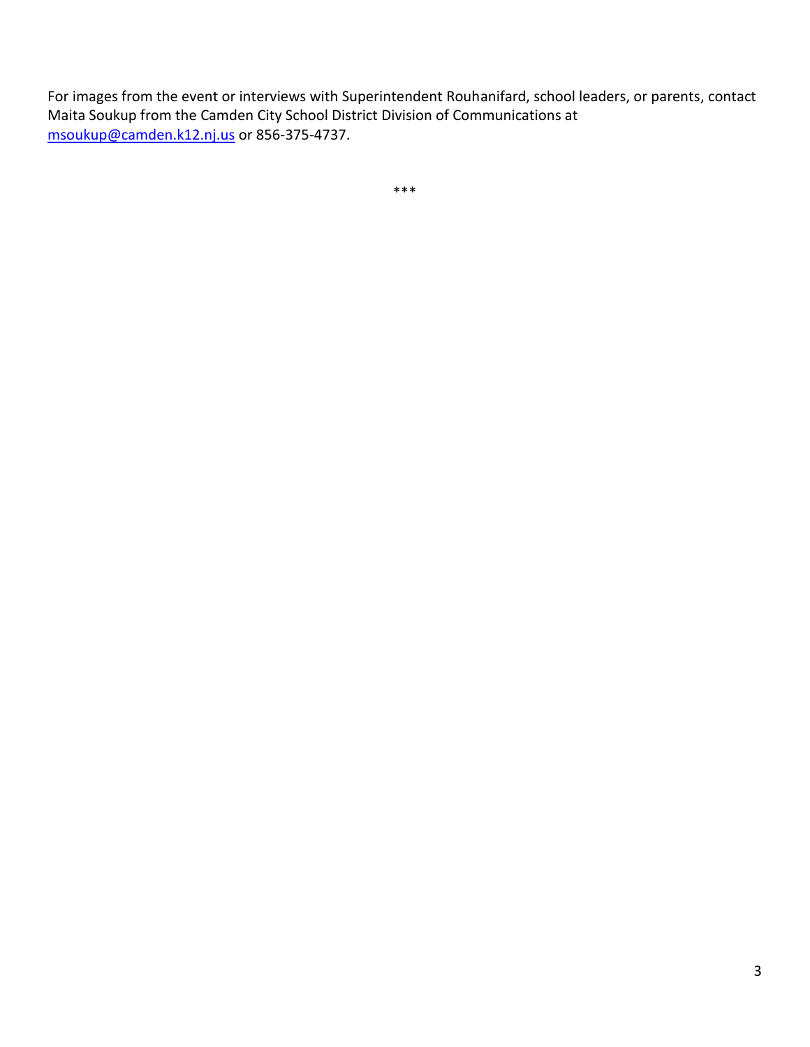For images from the event or interviews with Superintendent Rouhanifard, school leaders, or parents, contact Maita Soukup from the Camden City School District Division of Communications at msoukup@camden.k12.nj.us or 856-375-4737.

***